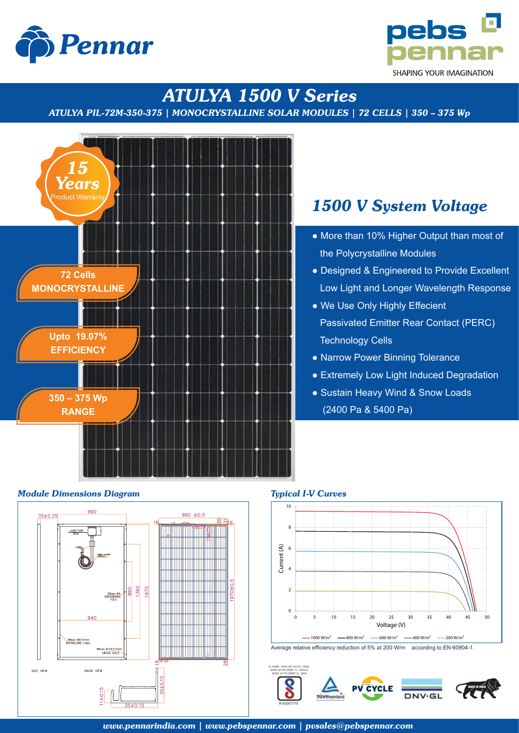Pennar

pebs pennar
SHAPING YOUR IMAGINATION

# ATULYA 1500 V Series

***ATULYA PIL-72M-350-375 | MONOCRYSTALLINE SOLAR MODULES | 72 CELLS | 350 – 375 Wp***

15 Years Product Warranty

72 Cells MONOCRYSTALLINE

Upto 19.07% EFFICIENCY

350 – 375 Wp RANGE

## *1500 V System Voltage*

- More than 10% Higher Output than most of the Polycrystalline Modules
- Designed & Engineered to Provide Excellent Low Light and Longer Wavelength Response
- We Use Only Highly Effecient Passivated Emitter Rear Contact (PERC) Technology Cells
- Narrow Power Binning Tolerance
- Extremely Low Light Induced Degradation
- Sustain Heavy Wind & Snow Loads (2400 Pa & 5400 Pa)

### *Module Dimensions Diagram*

35±0.25
990
990 ±0.5
JUNCTION BOX
Cable Length
2Nos–#4 GROUNDING HOLE
860
1360
1970
1970±0.5
940
8Nos–9X14mm INSTALLING HOLE
8Nos–8.5X3.5mm DRAIN HOLE
SIDE VIEW
BACK VIEW
35±0.15
11±0.15
35±0.15

### *Typical I-V Curves*

Current (A)
Voltage (V)
0 5 10 15 20 25 30 35 40 45 50
0 2 4 6 8 10
1000 W/m² 800 W/m² 600 W/m² 400 W/m² 200 W/m²

Average relative efficiency reduction of 5% at 200 W/m according to EN 60904-1.

IS 14286 : 2010/ IEC 61215 : 2005, IS/IEC 61730 (PART 1) : 2004 & IS/IEC 61730 (PART 2) : 2004
R-63001775

TÜVRheinland | PV CYCLE | DNV·GL | MAKE IN INDIA

www.pennarindia.com | www.pebspennar.com | pvsales@pebspennar.com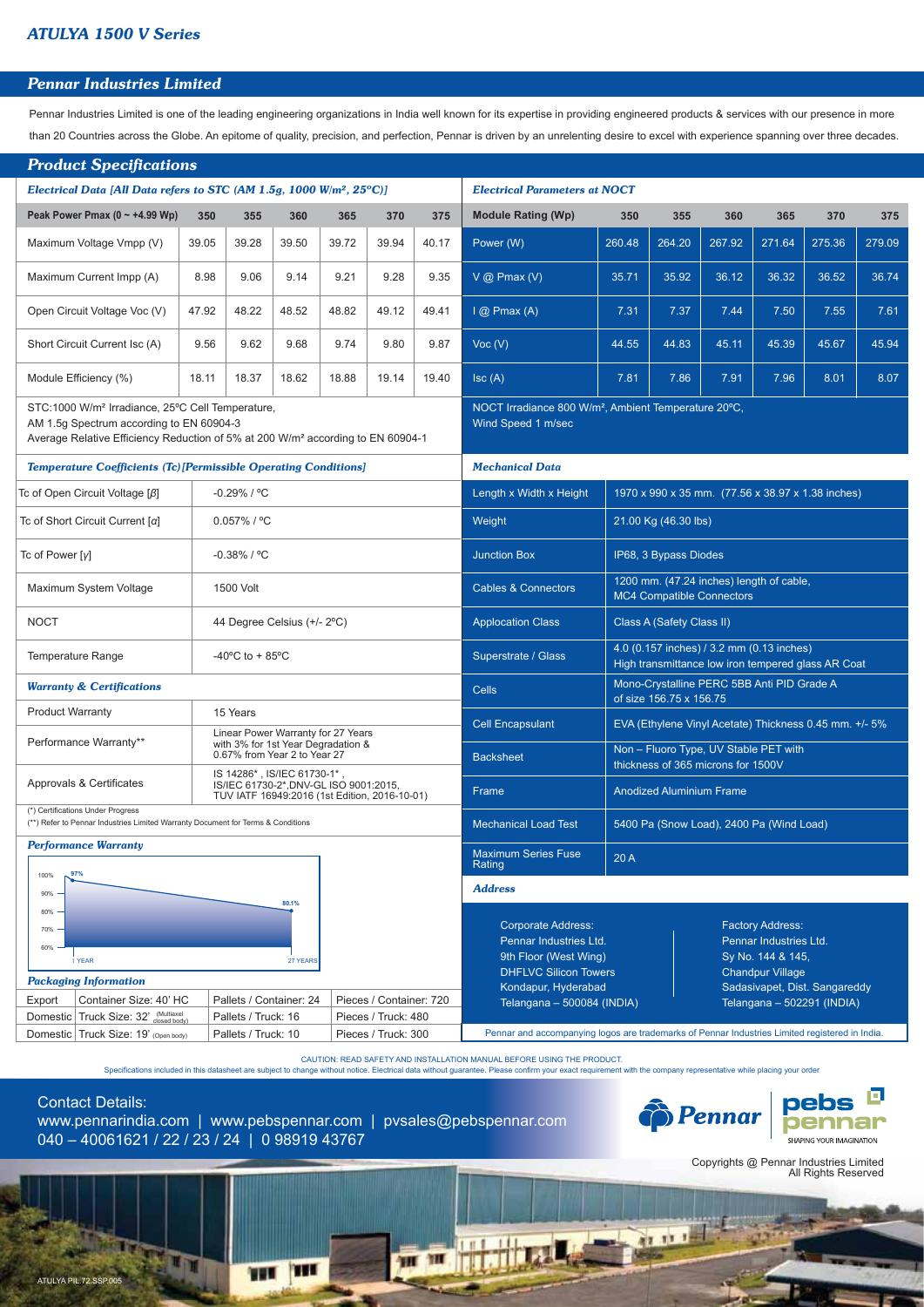## *ATULYA 1500 V Series*

## *Pennar Industries Limited*

Pennar Industries Limited is one of the leading engineering organizations in India well known for its expertise in providing engineered products & services with our presence in more than 20 Countries across the Globe. An epitome of quality, precision, and perfection, Pennar is driven by an unrelenting desire to excel with experience spanning over three decades.

## *Product Specifications*

### *Electrical Data [All Data refers to STC (AM 1.5g, 1000 W/m², 25°C)]*

| Peak Power Pmax (0 ~ +4.99 Wp) | 350 | 355 | 360 | 365 | 370 | 375 |
|---|---|---|---|---|---|---|
| Maximum Voltage Vmpp (V) | 39.05 | 39.28 | 39.50 | 39.72 | 39.94 | 40.17 |
| Maximum Current Impp (A) | 8.98 | 9.06 | 9.14 | 9.21 | 9.28 | 9.35 |
| Open Circuit Voltage Voc (V) | 47.92 | 48.22 | 48.52 | 48.82 | 49.12 | 49.41 |
| Short Circuit Current Isc (A) | 9.56 | 9.62 | 9.68 | 9.74 | 9.80 | 9.87 |
| Module Efficiency (%) | 18.11 | 18.37 | 18.62 | 18.88 | 19.14 | 19.40 |

STC:1000 W/m² Irradiance, 25°C Cell Temperature,
AM 1.5g Spectrum according to EN 60904-3
Average Relative Efficiency Reduction of 5% at 200 W/m² according to EN 60904-1

### *Electrical Parameters at NOCT*

| Module Rating (Wp) | 350 | 355 | 360 | 365 | 370 | 375 |
|---|---|---|---|---|---|---|
| Power (W) | 260.48 | 264.20 | 267.92 | 271.64 | 275.36 | 279.09 |
| V @ Pmax (V) | 35.71 | 35.92 | 36.12 | 36.32 | 36.52 | 36.74 |
| I @ Pmax (A) | 7.31 | 7.37 | 7.44 | 7.50 | 7.55 | 7.61 |
| Voc (V) | 44.55 | 44.83 | 45.11 | 45.39 | 45.67 | 45.94 |
| Isc (A) | 7.81 | 7.86 | 7.91 | 7.96 | 8.01 | 8.07 |

NOCT Irradiance 800 W/m², Ambient Temperature 20°C,
Wind Speed 1 m/sec

### *Temperature Coefficients (Tc) [Permissible Operating Conditions]*

| | |
|---|---|
| Tc of Open Circuit Voltage [β] | -0.29% / °C |
| Tc of Short Circuit Current [α] | 0.057% / °C |
| Tc of Power [γ] | -0.38% / °C |
| Maximum System Voltage | 1500 Volt |
| NOCT | 44 Degree Celsius (+/- 2°C) |
| Temperature Range | -40°C to + 85°C |

### *Warranty & Certifications*

| | |
|---|---|
| Product Warranty | 15 Years |
| Performance Warranty** | Linear Power Warranty for 27 Years with 3% for 1st Year Degradation & 0.67% from Year 2 to Year 27 |
| Approvals & Certificates | IS 14286*, IS/IEC 61730-1*, IS/IEC 61730-2*, DNV-GL ISO 9001:2015, TUV IATF 16949:2016 (1st Edition, 2016-10-01) |

(*) Certifications Under Progress
(**) Refer to Pennar Industries Limited Warranty Document for Terms & Conditions

### *Performance Warranty*

100%
90%
80%
70%
60%
97%
80.1%
1 YEAR
27 YEARS

### *Packaging Information*

| | | | |
|---|---|---|---|
| Export | Container Size: 40' HC | Pallets / Container: 24 | Pieces / Container: 720 |
| Domestic | Truck Size: 32' (Multiaxel closed body) | Pallets / Truck: 16 | Pieces / Truck: 480 |
| Domestic | Truck Size: 19' (Open body) | Pallets / Truck: 10 | Pieces / Truck: 300 |

### *Mechanical Data*

| | |
|---|---|
| Length x Width x Height | 1970 x 990 x 35 mm. (77.56 x 38.97 x 1.38 inches) |
| Weight | 21.00 Kg (46.30 lbs) |
| Junction Box | IP68, 3 Bypass Diodes |
| Cables & Connectors | 1200 mm. (47.24 inches) length of cable, MC4 Compatible Connectors |
| Applocation Class | Class A (Safety Class II) |
| Superstrate / Glass | 4.0 (0.157 inches) / 3.2 mm (0.13 inches) High transmittance low iron tempered glass AR Coat |
| Cells | Mono-Crystalline PERC 5BB Anti PID Grade A of size 156.75 x 156.75 |
| Cell Encapsulant | EVA (Ethylene Vinyl Acetate) Thickness 0.45 mm. +/- 5% |
| Backsheet | Non – Fluoro Type, UV Stable PET with thickness of 365 microns for 1500V |
| Frame | Anodized Aluminium Frame |
| Mechanical Load Test | 5400 Pa (Snow Load), 2400 Pa (Wind Load) |
| Maximum Series Fuse Rating | 20 A |

### *Address*

Corporate Address:
Pennar Industries Ltd.
9th Floor (West Wing)
DHFLVC Silicon Towers
Kondapur, Hyderabad
Telangana – 500084 (INDIA)

Factory Address:
Pennar Industries Ltd.
Sy No. 144 & 145,
Chandpur Village
Sadasivapet, Dist. Sangareddy
Telangana – 502291 (INDIA)

Pennar and accompanying logos are trademarks of Pennar Industries Limited registered in India.

CAUTION: READ SAFETY AND INSTALLATION MANUAL BEFORE USING THE PRODUCT.
Specifications included in this datasheet are subject to change without notice. Electrical data without guarantee. Please confirm your exact requirement with the company representative while placing your order

Contact Details:
www.pennarindia.com | www.pebspennar.com | pvsales@pebspennar.com
040 – 40061621 / 22 / 23 / 24 | 0 98919 43767

Copyrights @ Pennar Industries Limited
All Rights Reserved

ATULYA PIL.72.SSP.005